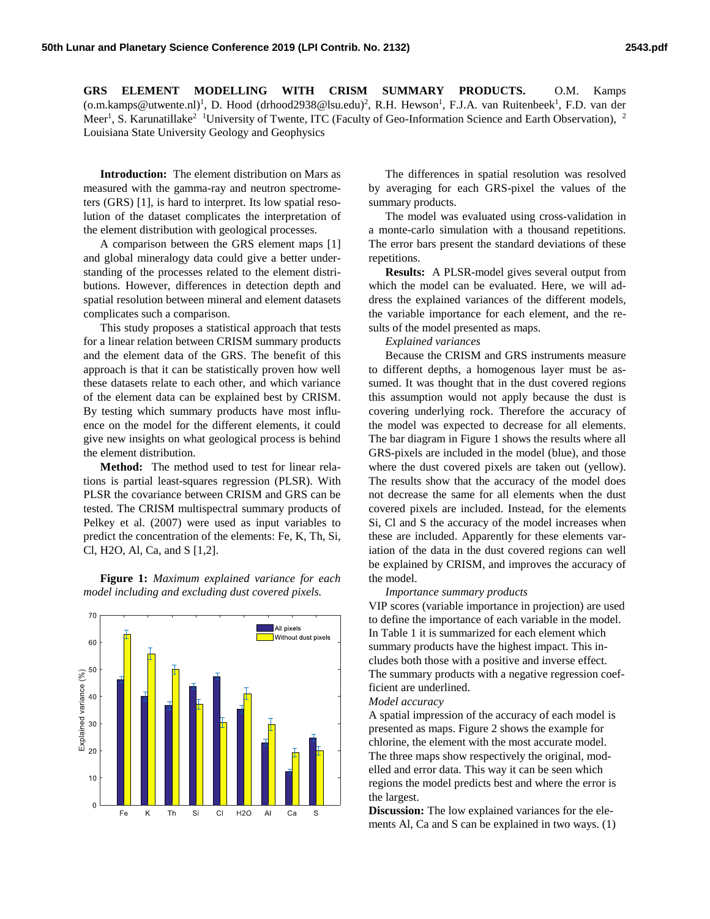**GRS ELEMENT MODELLING WITH CRISM SUMMARY PRODUCTS.** O.M. Kamps (o.m.kamps@utwente.nl)[1], D. Hood (drhood2938@lsu.edu)[2], R.H. Hewson[1], F.J.A. van Ruitenbeek[1], F.D. van der Meer[1], S. Karunatillake[2] [1]University of Twente, ITC (Faculty of Geo-Information Science and Earth Observation), [2] Louisiana State University Geology and Geophysics

**Introduction:** The element distribution on Mars as measured with the gamma-ray and neutron spectrometers (GRS) [1], is hard to interpret. Its low spatial resolution of the dataset complicates the interpretation of the element distribution with geological processes.

A comparison between the GRS element maps [1] and global mineralogy data could give a better understanding of the processes related to the element distributions. However, differences in detection depth and spatial resolution between mineral and element datasets complicates such a comparison.

This study proposes a statistical approach that tests for a linear relation between CRISM summary products and the element data of the GRS. The benefit of this approach is that it can be statistically proven how well these datasets relate to each other, and which variance of the element data can be explained best by CRISM. By testing which summary products have most influence on the model for the different elements, it could give new insights on what geological process is behind the element distribution.

**Method:** The method used to test for linear relations is partial least-squares regression (PLSR). With PLSR the covariance between CRISM and GRS can be tested. The CRISM multispectral summary products of Pelkey et al. (2007) were used as input variables to predict the concentration of the elements: Fe, K, Th, Si, Cl, H2O, Al, Ca, and S [1,2].

**Figure 1:** *Maximum explained variance for each model including and excluding dust covered pixels.*

The differences in spatial resolution was resolved by averaging for each GRS-pixel the values of the summary products.

The model was evaluated using cross-validation in a monte-carlo simulation with a thousand repetitions. The error bars present the standard deviations of these repetitions.

**Results:** A PLSR-model gives several output from which the model can be evaluated. Here, we will address the explained variances of the different models, the variable importance for each element, and the results of the model presented as maps.

*Explained variances*

Because the CRISM and GRS instruments measure to different depths, a homogenous layer must be assumed. It was thought that in the dust covered regions this assumption would not apply because the dust is covering underlying rock. Therefore the accuracy of the model was expected to decrease for all elements. The bar diagram in Figure 1 shows the results where all GRS-pixels are included in the model (blue), and those where the dust covered pixels are taken out (yellow). The results show that the accuracy of the model does not decrease the same for all elements when the dust covered pixels are included. Instead, for the elements Si, Cl and S the accuracy of the model increases when these are included. Apparently for these elements variation of the data in the dust covered regions can well be explained by CRISM, and improves the accuracy of the model.

*Importance summary products*

VIP scores (variable importance in projection) are used to define the importance of each variable in the model. In Table 1 it is summarized for each element which summary products have the highest impact. This includes both those with a positive and inverse effect. The summary products with a negative regression coefficient are underlined.

*Model accuracy*

A spatial impression of the accuracy of each model is presented as maps. Figure 2 shows the example for chlorine, the element with the most accurate model. The three maps show respectively the original, modelled and error data. This way it can be seen which regions the model predicts best and where the error is the largest.

**Discussion:** The low explained variances for the elements Al, Ca and S can be explained in two ways. (1)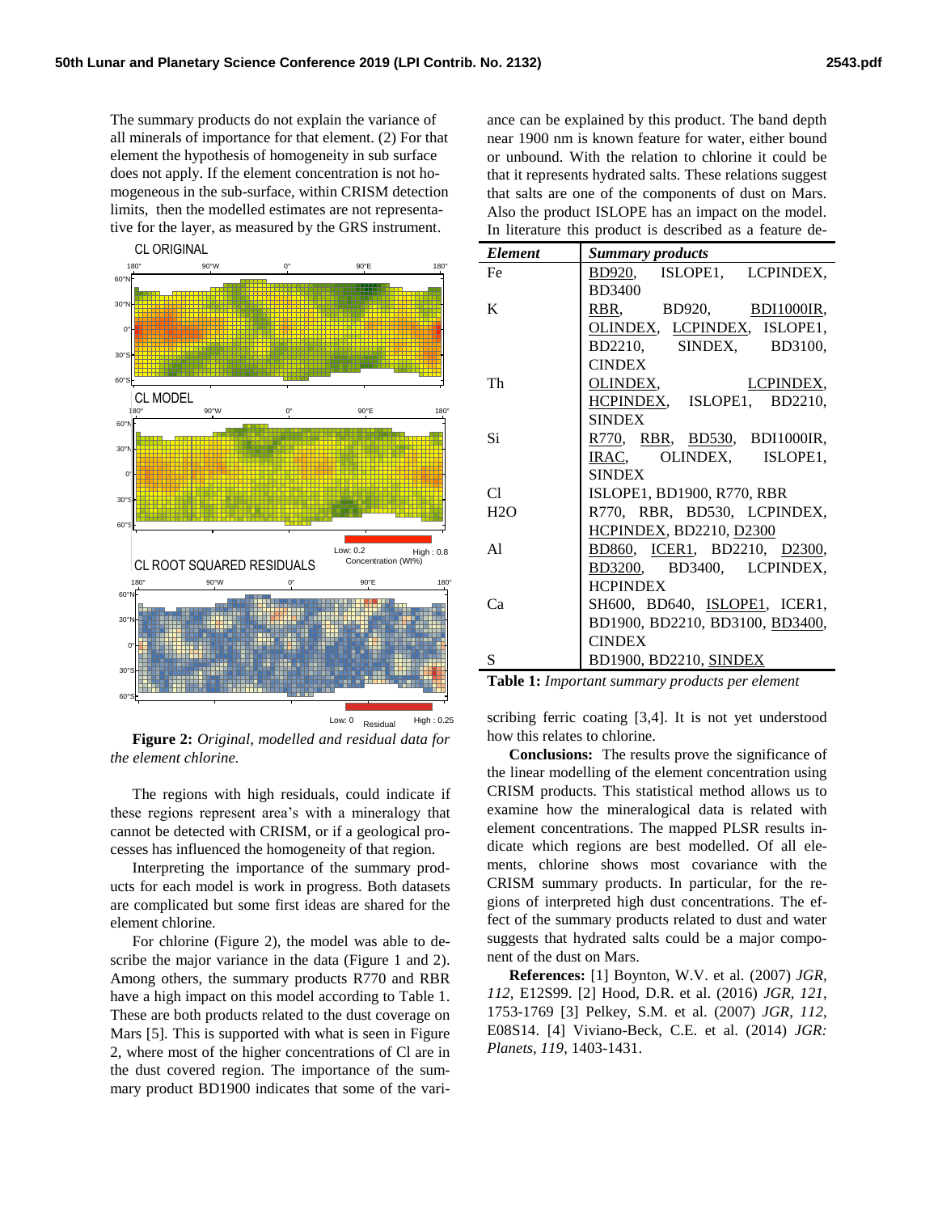The summary products do not explain the variance of all minerals of importance for that element. (2) For that element the hypothesis of homogeneity in sub surface does not apply. If the element concentration is not homogeneous in the sub-surface, within CRISM detection limits, then the modelled estimates are not representative for the layer, as measured by the GRS instrument.

CL ORIGINAL

CL MODEL

Low: 0.2 High : 0.8
Concentration (Wt%)

CL ROOT SQUARED RESIDUALS

Low: 0 Residual High : 0.25

**Figure 2:** *Original, modelled and residual data for the element chlorine.*

The regions with high residuals, could indicate if these regions represent area's with a mineralogy that cannot be detected with CRISM, or if a geological processes has influenced the homogeneity of that region.

Interpreting the importance of the summary products for each model is work in progress. Both datasets are complicated but some first ideas are shared for the element chlorine.

For chlorine (Figure 2), the model was able to describe the major variance in the data (Figure 1 and 2). Among others, the summary products R770 and RBR have a high impact on this model according to Table 1. These are both products related to the dust coverage on Mars [5]. This is supported with what is seen in Figure 2, where most of the higher concentrations of Cl are in the dust covered region. The importance of the summary product BD1900 indicates that some of the variance can be explained by this product. The band depth near 1900 nm is known feature for water, either bound or unbound. With the relation to chlorine it could be that it represents hydrated salts. These relations suggest that salts are one of the components of dust on Mars. Also the product ISLOPE has an impact on the model. In literature this product is described as a feature describing ferric coating [3,4]. It is not yet understood how this relates to chlorine.

| *Element* | *Summary products* |
|---|---|
| Fe | <u>BD920</u>, ISLOPE1, LCPINDEX, BD3400 |
| K | <u>RBR</u>, BD920, <u>BDI1000IR</u>, <u>OLINDEX</u>, <u>LCPINDEX</u>, ISLOPE1, BD2210, SINDEX, BD3100, CINDEX |
| Th | <u>OLINDEX</u>, <u>LCPINDEX</u>, <u>HCPINDEX</u>, ISLOPE1, BD2210, SINDEX |
| Si | <u>R770</u>, <u>RBR</u>, <u>BD530</u>, BDI1000IR, <u>IRAC</u>, OLINDEX, ISLOPE1, SINDEX |
| Cl | ISLOPE1, BD1900, R770, RBR |
| H2O | R770, RBR, BD530, LCPINDEX, <u>HCPINDEX</u>, BD2210, <u>D2300</u> |
| Al | <u>BD860</u>, <u>ICER1</u>, BD2210, <u>D2300</u>, <u>BD3200</u>, BD3400, LCPINDEX, HCPINDEX |
| Ca | SH600, BD640, <u>ISLOPE1</u>, ICER1, BD1900, BD2210, BD3100, <u>BD3400</u>, CINDEX |
| S | BD1900, BD2210, <u>SINDEX</u> |

**Table 1:** *Important summary products per element*

**Conclusions:** The results prove the significance of the linear modelling of the element concentration using CRISM products. This statistical method allows us to examine how the mineralogical data is related with element concentrations. The mapped PLSR results indicate which regions are best modelled. Of all elements, chlorine shows most covariance with the CRISM summary products. In particular, for the regions of interpreted high dust concentrations. The effect of the summary products related to dust and water suggests that hydrated salts could be a major component of the dust on Mars.

**References:** [1] Boynton, W.V. et al. (2007) *JGR, 112*, E12S99. [2] Hood, D.R. et al. (2016) *JGR, 121*, 1753-1769 [3] Pelkey, S.M. et al. (2007) *JGR, 112*, E08S14. [4] Viviano-Beck, C.E. et al. (2014) *JGR: Planets, 119*, 1403-1431.